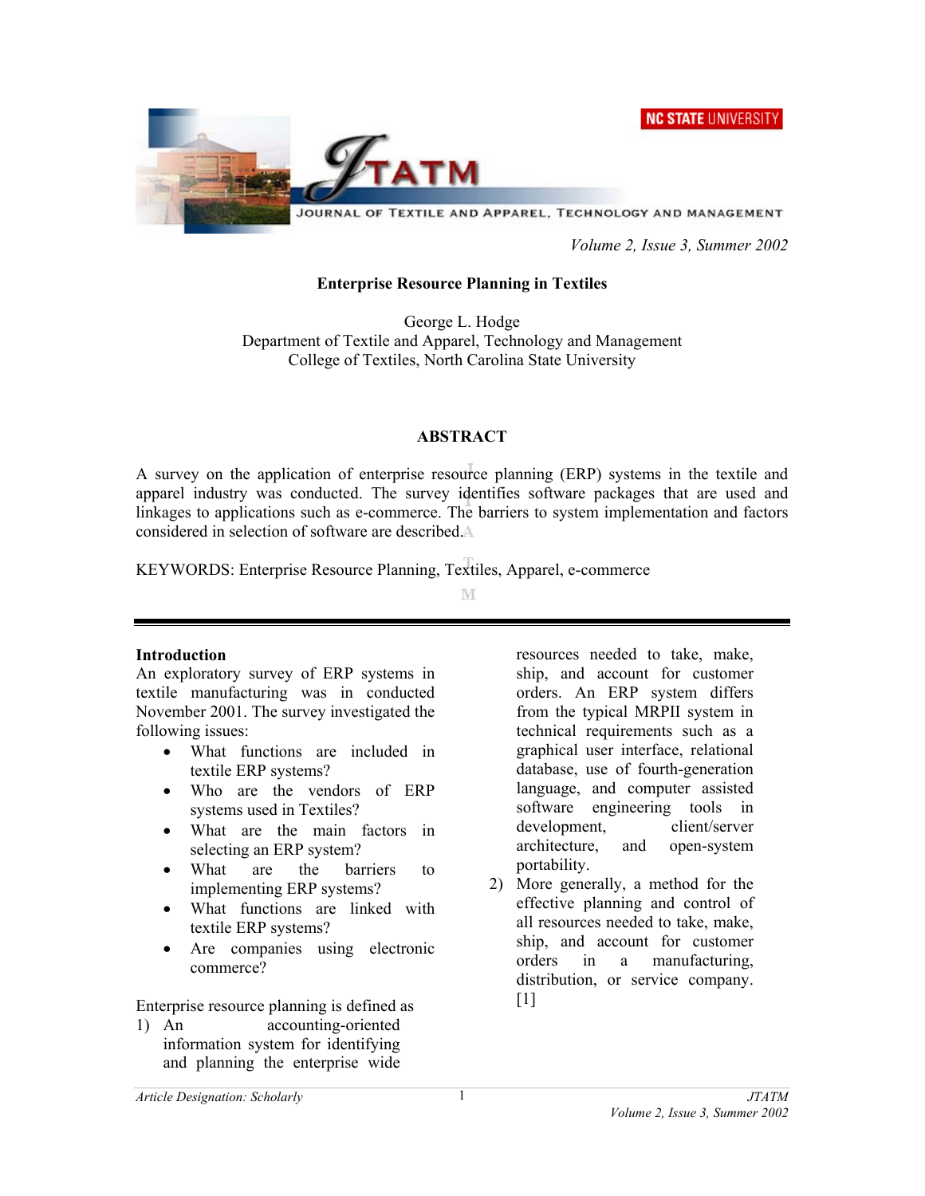# Enterprise Resource Planning in Textiles

George L. Hodge
Department of Textile and Apparel, Technology and Management
College of Textiles, North Carolina State University

## ABSTRACT

A survey on the application of enterprise resource planning (ERP) systems in the textile and apparel industry was conducted. The survey identifies software packages that are used and linkages to applications such as e-commerce. The barriers to system implementation and factors considered in selection of software are described.

KEYWORDS: Enterprise Resource Planning, Textiles, Apparel, e-commerce

## Introduction

An exploratory survey of ERP systems in textile manufacturing was in conducted November 2001. The survey investigated the following issues:

- What functions are included in textile ERP systems?
- Who are the vendors of ERP systems used in Textiles?
- What are the main factors in selecting an ERP system?
- What are the barriers to implementing ERP systems?
- What functions are linked with textile ERP systems?
- Are companies using electronic commerce?

Enterprise resource planning is defined as

1) An accounting-oriented information system for identifying and planning the enterprise wide resources needed to take, make, ship, and account for customer orders. An ERP system differs from the typical MRPII system in technical requirements such as a graphical user interface, relational database, use of fourth-generation language, and computer assisted software engineering tools in development, client/server architecture, and open-system portability.
2) More generally, a method for the effective planning and control of all resources needed to take, make, ship, and account for customer orders in a manufacturing, distribution, or service company. [1]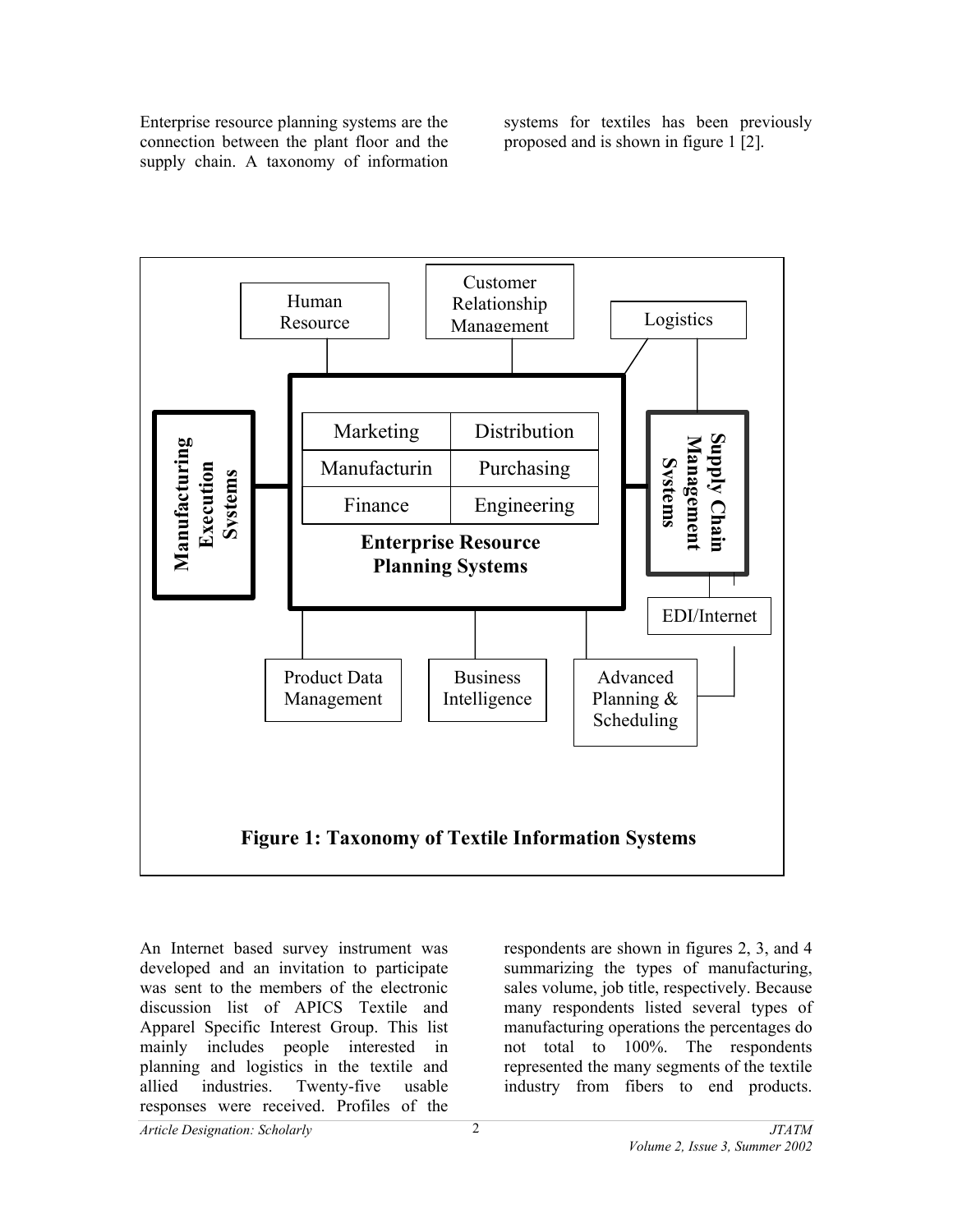Enterprise resource planning systems are the connection between the plant floor and the supply chain. A taxonomy of information systems for textiles has been previously proposed and is shown in figure 1 [2].

**Figure 1: Taxonomy of Textile Information Systems**

An Internet based survey instrument was developed and an invitation to participate was sent to the members of the electronic discussion list of APICS Textile and Apparel Specific Interest Group. This list mainly includes people interested in planning and logistics in the textile and allied industries. Twenty-five usable responses were received. Profiles of the respondents are shown in figures 2, 3, and 4 summarizing the types of manufacturing, sales volume, job title, respectively. Because many respondents listed several types of manufacturing operations the percentages do not total to 100%. The respondents represented the many segments of the textile industry from fibers to end products.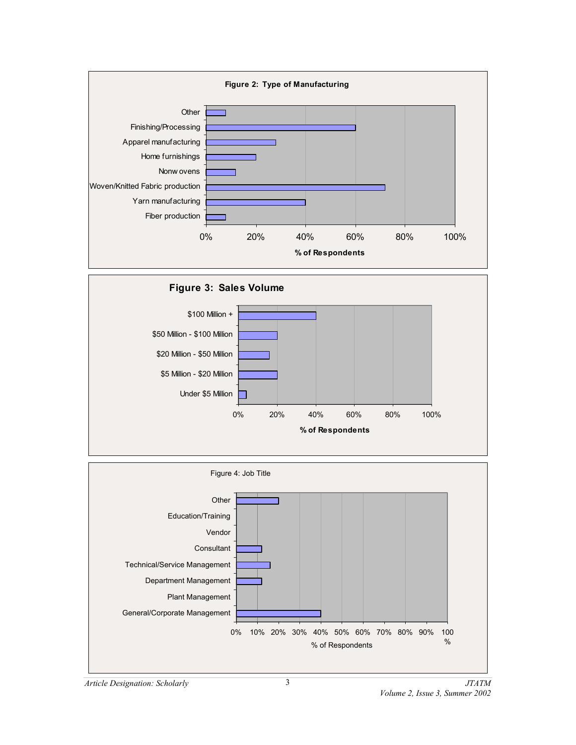**Figure 2: Type of Manufacturing**

**Figure 3: Sales Volume**

Figure 4: Job Title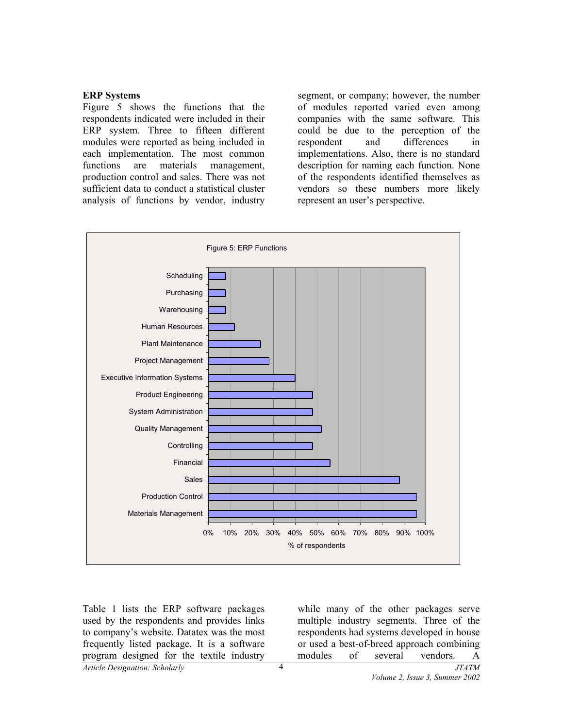### ERP Systems

Figure 5 shows the functions that the respondents indicated were included in their ERP system. Three to fifteen different modules were reported as being included in each implementation. The most common functions are materials management, production control and sales. There was not sufficient data to conduct a statistical cluster analysis of functions by vendor, industry segment, or company; however, the number of modules reported varied even among companies with the same software. This could be due to the perception of the respondent and differences in implementations. Also, there is no standard description for naming each function. None of the respondents identified themselves as vendors so these numbers more likely represent an user's perspective.

Figure 5: ERP Functions

Table 1 lists the ERP software packages used by the respondents and provides links to company's website. Datatex was the most frequently listed package. It is a software program designed for the textile industry while many of the other packages serve multiple industry segments. Three of the respondents had systems developed in house or used a best-of-breed approach combining modules of several vendors. A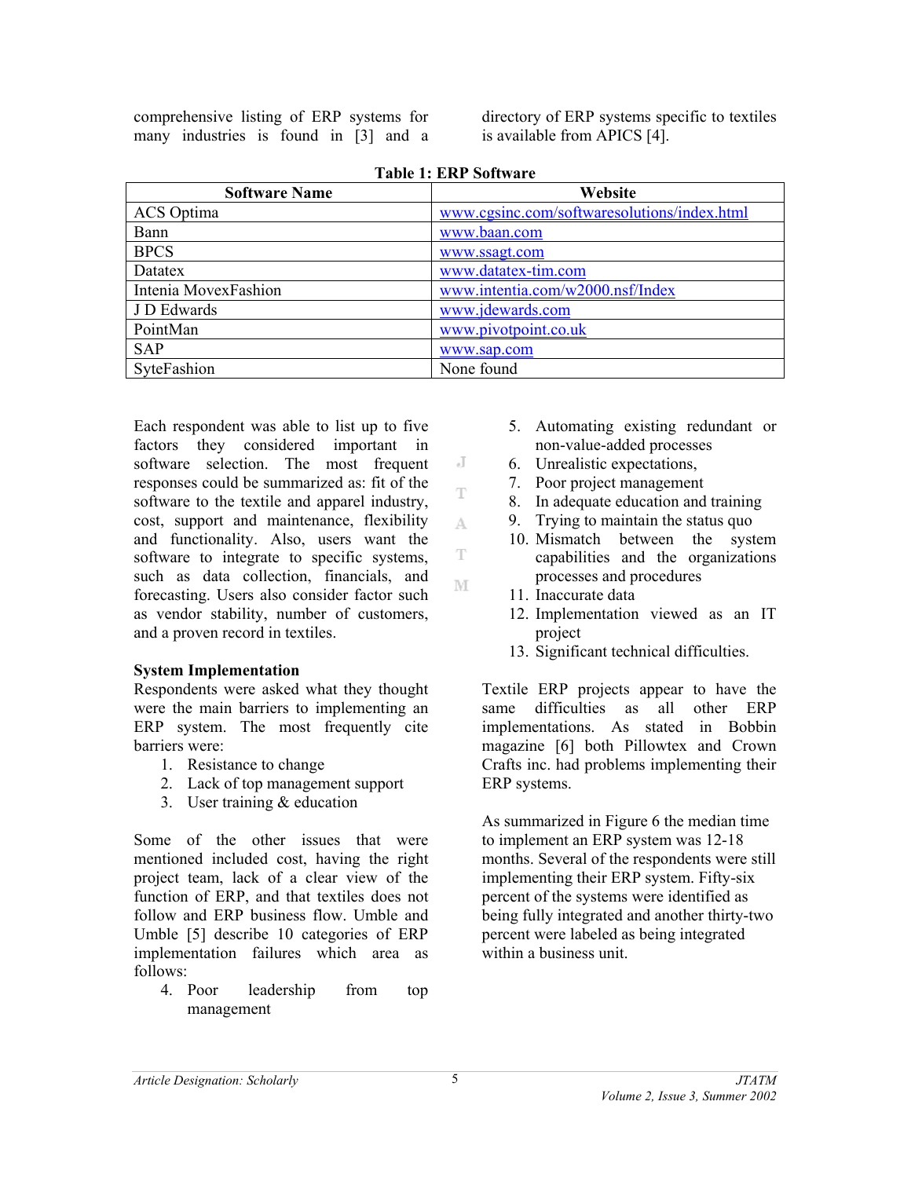comprehensive listing of ERP systems for many industries is found in [3] and a directory of ERP systems specific to textiles is available from APICS [4].

**Table 1: ERP Software**

| Software Name | Website |
| --- | --- |
| ACS Optima | www.cgsinc.com/softwaresolutions/index.html |
| Bann | www.baan.com |
| BPCS | www.ssagt.com |
| Datatex | www.datatex-tim.com |
| Intenia MovexFashion | www.intentia.com/w2000.nsf/Index |
| J D Edwards | www.jdewards.com |
| PointMan | www.pivotpoint.co.uk |
| SAP | www.sap.com |
| SyteFashion | None found |

Each respondent was able to list up to five factors they considered important in software selection. The most frequent responses could be summarized as: fit of the software to the textile and apparel industry, cost, support and maintenance, flexibility and functionality. Also, users want the software to integrate to specific systems, such as data collection, financials, and forecasting. Users also consider factor such as vendor stability, number of customers, and a proven record in textiles.

**System Implementation**

Respondents were asked what they thought were the main barriers to implementing an ERP system. The most frequently cite barriers were:

1. Resistance to change
2. Lack of top management support
3. User training & education

Some of the other issues that were mentioned included cost, having the right project team, lack of a clear view of the function of ERP, and that textiles does not follow and ERP business flow. Umble and Umble [5] describe 10 categories of ERP implementation failures which area as follows:

4. Poor leadership from top management
5. Automating existing redundant or non-value-added processes
6. Unrealistic expectations,
7. Poor project management
8. In adequate education and training
9. Trying to maintain the status quo
10. Mismatch between the system capabilities and the organizations processes and procedures
11. Inaccurate data
12. Implementation viewed as an IT project
13. Significant technical difficulties.

Textile ERP projects appear to have the same difficulties as all other ERP implementations. As stated in Bobbin magazine [6] both Pillowtex and Crown Crafts inc. had problems implementing their ERP systems.

As summarized in Figure 6 the median time to implement an ERP system was 12-18 months. Several of the respondents were still implementing their ERP system. Fifty-six percent of the systems were identified as being fully integrated and another thirty-two percent were labeled as being integrated within a business unit.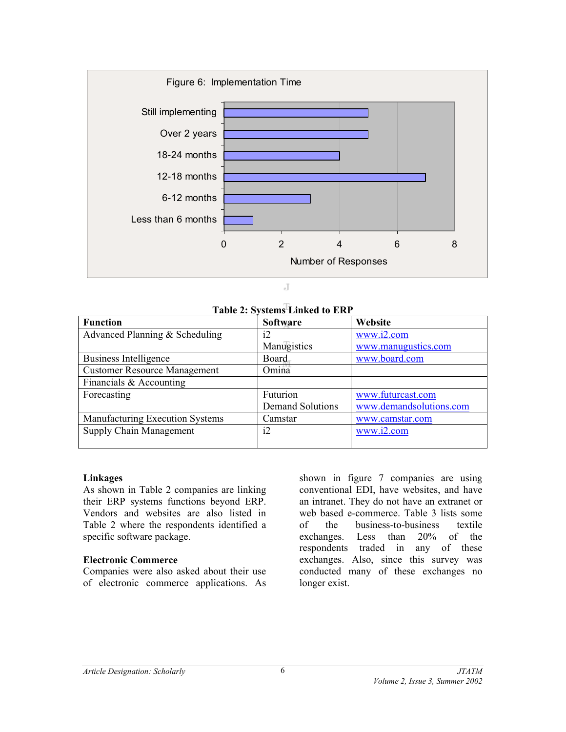Figure 6: Implementation Time

| Implementation Time | Number of Responses |
|---|---|
| Still implementing | 5 |
| Over 2 years | 5 |
| 18-24 months | 4 |
| 12-18 months | 7 |
| 6-12 months | 3 |
| Less than 6 months | 1 |

**Table 2: Systems Linked to ERP**

| Function | Software | Website |
|---|---|---|
| Advanced Planning & Scheduling | i2<br>Manugistics | www.i2.com<br>www.manugustics.com |
| Business Intelligence | Board | www.board.com |
| Customer Resource Management | Omina | |
| Financials & Accounting | | |
| Forecasting | Futurion<br>Demand Solutions | www.futurcast.com<br>www.demandsolutions.com |
| Manufacturing Execution Systems | Camstar | www.camstar.com |
| Supply Chain Management | i2 | www.i2.com |

**Linkages**

As shown in Table 2 companies are linking their ERP systems functions beyond ERP. Vendors and websites are also listed in Table 2 where the respondents identified a specific software package.

**Electronic Commerce**

Companies were also asked about their use of electronic commerce applications. As shown in figure 7 companies are using conventional EDI, have websites, and have an intranet. They do not have an extranet or web based e-commerce. Table 3 lists some of the business-to-business textile exchanges. Less than 20% of the respondents traded in any of these exchanges. Also, since this survey was conducted many of these exchanges no longer exist.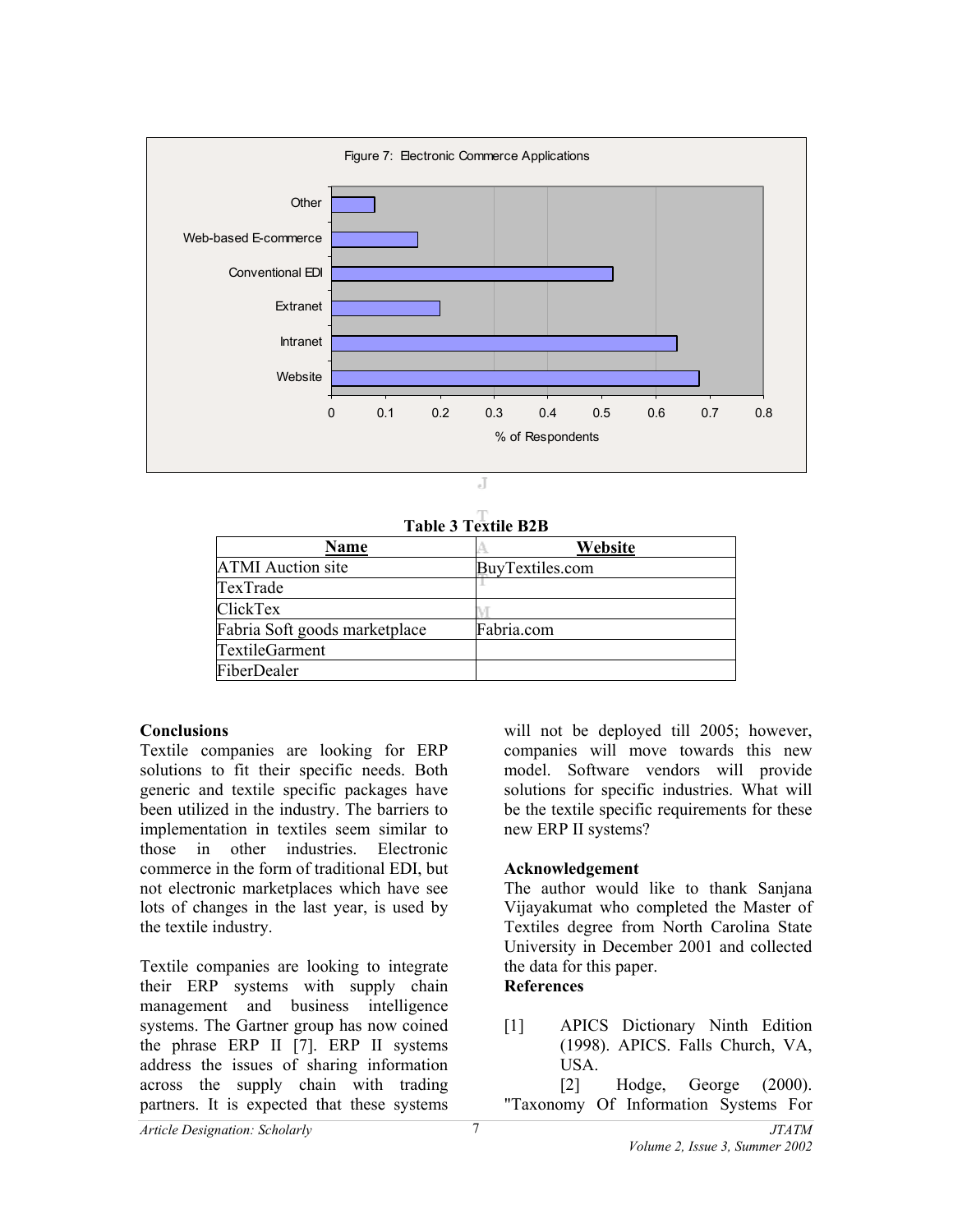Figure 7: Electronic Commerce Applications

**Table 3 Textile B2B**

| Name | Website |
|---|---|
| ATMI Auction site | BuyTextiles.com |
| TexTrade | |
| ClickTex | |
| Fabria Soft goods marketplace | Fabria.com |
| TextileGarment | |
| FiberDealer | |

### Conclusions

Textile companies are looking for ERP solutions to fit their specific needs. Both generic and textile specific packages have been utilized in the industry. The barriers to implementation in textiles seem similar to those in other industries. Electronic commerce in the form of traditional EDI, but not electronic marketplaces which have see lots of changes in the last year, is used by the textile industry.

Textile companies are looking to integrate their ERP systems with supply chain management and business intelligence systems. The Gartner group has now coined the phrase ERP II [7]. ERP II systems address the issues of sharing information across the supply chain with trading partners. It is expected that these systems will not be deployed till 2005; however, companies will move towards this new model. Software vendors will provide solutions for specific industries. What will be the textile specific requirements for these new ERP II systems?

### Acknowledgement

The author would like to thank Sanjana Vijayakumat who completed the Master of Textiles degree from North Carolina State University in December 2001 and collected the data for this paper.

### References

[1] APICS Dictionary Ninth Edition (1998). APICS. Falls Church, VA, USA.

[2] Hodge, George (2000). "Taxonomy Of Information Systems For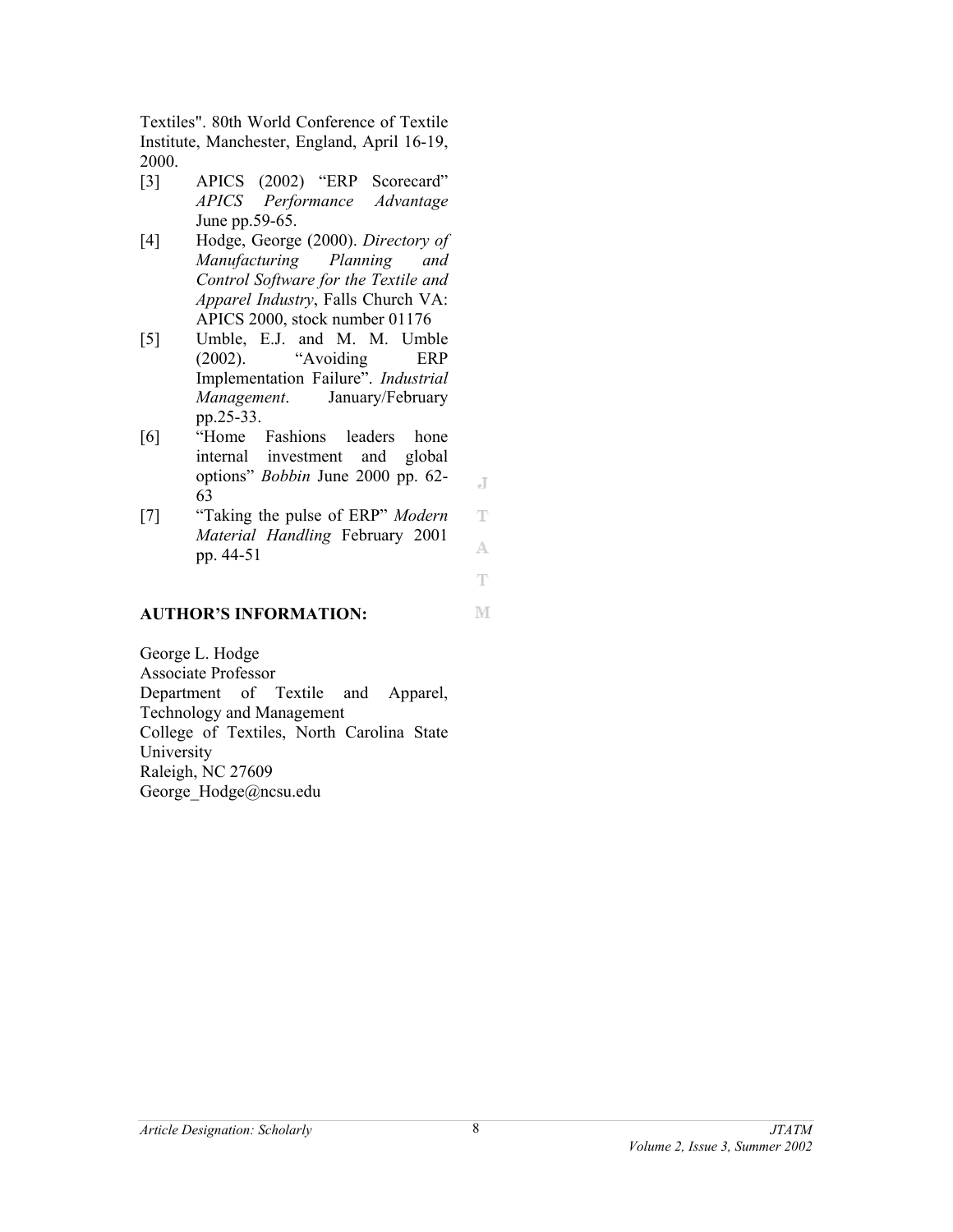Textiles". 80th World Conference of Textile Institute, Manchester, England, April 16-19, 2000.

[3] APICS (2002) "ERP Scorecard" *APICS Performance Advantage* June pp.59-65.

[4] Hodge, George (2000). *Directory of Manufacturing Planning and Control Software for the Textile and Apparel Industry*, Falls Church VA: APICS 2000, stock number 01176

[5] Umble, E.J. and M. M. Umble (2002). "Avoiding ERP Implementation Failure". *Industrial Management*. January/February pp.25-33.

[6] "Home Fashions leaders hone internal investment and global options" *Bobbin* June 2000 pp. 62-63

[7] "Taking the pulse of ERP" *Modern Material Handling* February 2001 pp. 44-51

**AUTHOR'S INFORMATION:**

George L. Hodge
Associate Professor
Department of Textile and Apparel, Technology and Management
College of Textiles, North Carolina State University
Raleigh, NC 27609
George_Hodge@ncsu.edu